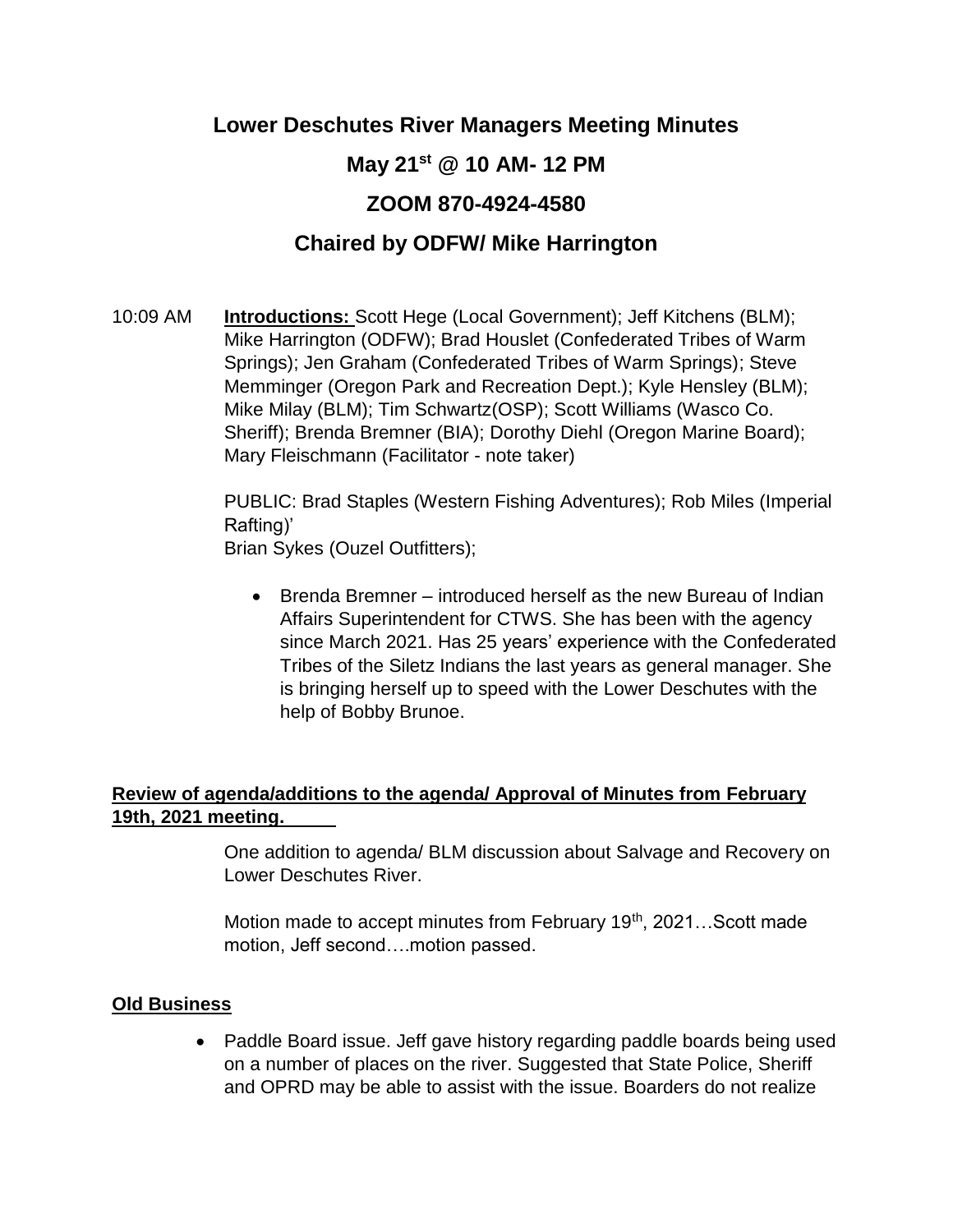# Lower Deschutes River Managers Meeting Minutes

## May 21st @ 10 AM- 12 PM

## ZOOM 870-4924-4580

## Chaired by ODFW/ Mike Harrington

10:09 AM **Introductions:** Scott Hege (Local Government); Jeff Kitchens (BLM); Mike Harrington (ODFW); Brad Houslet (Confederated Tribes of Warm Springs); Jen Graham (Confederated Tribes of Warm Springs); Steve Memminger (Oregon Park and Recreation Dept.); Kyle Hensley (BLM); Mike Milay (BLM); Tim Schwartz(OSP); Scott Williams (Wasco Co. Sheriff); Brenda Bremner (BIA); Dorothy Diehl (Oregon Marine Board); Mary Fleischmann (Facilitator - note taker)

PUBLIC: Brad Staples (Western Fishing Adventures); Rob Miles (Imperial Rafting)'
Brian Sykes (Ouzel Outfitters);

- Brenda Bremner – introduced herself as the new Bureau of Indian Affairs Superintendent for CTWS. She has been with the agency since March 2021. Has 25 years' experience with the Confederated Tribes of the Siletz Indians the last years as general manager. She is bringing herself up to speed with the Lower Deschutes with the help of Bobby Brunoe.

**Review of agenda/additions to the agenda/ Approval of Minutes from February 19th, 2021 meeting.**

One addition to agenda/ BLM discussion about Salvage and Recovery on Lower Deschutes River.

Motion made to accept minutes from February 19th, 2021…Scott made motion, Jeff second….motion passed.

**Old Business**

- Paddle Board issue. Jeff gave history regarding paddle boards being used on a number of places on the river. Suggested that State Police, Sheriff and OPRD may be able to assist with the issue. Boarders do not realize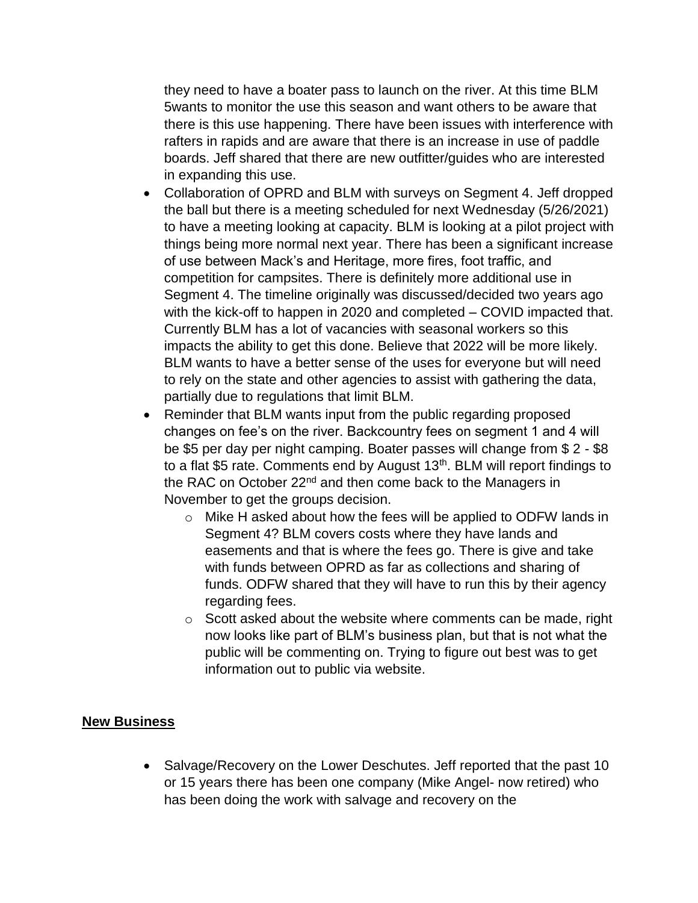they need to have a boater pass to launch on the river. At this time BLM 5wants to monitor the use this season and want others to be aware that there is this use happening. There have been issues with interference with rafters in rapids and are aware that there is an increase in use of paddle boards. Jeff shared that there are new outfitter/guides who are interested in expanding this use.

- Collaboration of OPRD and BLM with surveys on Segment 4. Jeff dropped the ball but there is a meeting scheduled for next Wednesday (5/26/2021) to have a meeting looking at capacity. BLM is looking at a pilot project with things being more normal next year. There has been a significant increase of use between Mack's and Heritage, more fires, foot traffic, and competition for campsites. There is definitely more additional use in Segment 4. The timeline originally was discussed/decided two years ago with the kick-off to happen in 2020 and completed – COVID impacted that. Currently BLM has a lot of vacancies with seasonal workers so this impacts the ability to get this done. Believe that 2022 will be more likely. BLM wants to have a better sense of the uses for everyone but will need to rely on the state and other agencies to assist with gathering the data, partially due to regulations that limit BLM.
- Reminder that BLM wants input from the public regarding proposed changes on fee's on the river. Backcountry fees on segment 1 and 4 will be $5 per day per night camping. Boater passes will change from $ 2 - $8 to a flat $5 rate. Comments end by August 13th. BLM will report findings to the RAC on October 22nd and then come back to the Managers in November to get the groups decision.
  - Mike H asked about how the fees will be applied to ODFW lands in Segment 4? BLM covers costs where they have lands and easements and that is where the fees go. There is give and take with funds between OPRD as far as collections and sharing of funds. ODFW shared that they will have to run this by their agency regarding fees.
  - Scott asked about the website where comments can be made, right now looks like part of BLM's business plan, but that is not what the public will be commenting on. Trying to figure out best was to get information out to public via website.

**New Business**

- Salvage/Recovery on the Lower Deschutes. Jeff reported that the past 10 or 15 years there has been one company (Mike Angel- now retired) who has been doing the work with salvage and recovery on the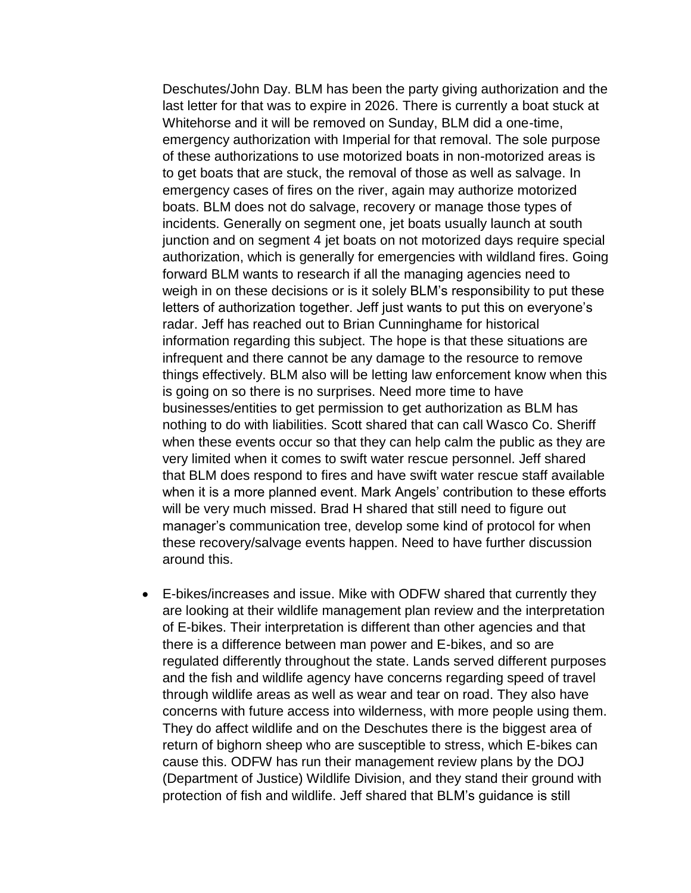Deschutes/John Day. BLM has been the party giving authorization and the last letter for that was to expire in 2026. There is currently a boat stuck at Whitehorse and it will be removed on Sunday, BLM did a one-time, emergency authorization with Imperial for that removal. The sole purpose of these authorizations to use motorized boats in non-motorized areas is to get boats that are stuck, the removal of those as well as salvage. In emergency cases of fires on the river, again may authorize motorized boats. BLM does not do salvage, recovery or manage those types of incidents. Generally on segment one, jet boats usually launch at south junction and on segment 4 jet boats on not motorized days require special authorization, which is generally for emergencies with wildland fires. Going forward BLM wants to research if all the managing agencies need to weigh in on these decisions or is it solely BLM's responsibility to put these letters of authorization together. Jeff just wants to put this on everyone's radar. Jeff has reached out to Brian Cunninghame for historical information regarding this subject. The hope is that these situations are infrequent and there cannot be any damage to the resource to remove things effectively. BLM also will be letting law enforcement know when this is going on so there is no surprises. Need more time to have businesses/entities to get permission to get authorization as BLM has nothing to do with liabilities. Scott shared that can call Wasco Co. Sheriff when these events occur so that they can help calm the public as they are very limited when it comes to swift water rescue personnel. Jeff shared that BLM does respond to fires and have swift water rescue staff available when it is a more planned event. Mark Angels' contribution to these efforts will be very much missed. Brad H shared that still need to figure out manager's communication tree, develop some kind of protocol for when these recovery/salvage events happen. Need to have further discussion around this.

- E-bikes/increases and issue. Mike with ODFW shared that currently they are looking at their wildlife management plan review and the interpretation of E-bikes. Their interpretation is different than other agencies and that there is a difference between man power and E-bikes, and so are regulated differently throughout the state. Lands served different purposes and the fish and wildlife agency have concerns regarding speed of travel through wildlife areas as well as wear and tear on road. They also have concerns with future access into wilderness, with more people using them. They do affect wildlife and on the Deschutes there is the biggest area of return of bighorn sheep who are susceptible to stress, which E-bikes can cause this. ODFW has run their management review plans by the DOJ (Department of Justice) Wildlife Division, and they stand their ground with protection of fish and wildlife. Jeff shared that BLM's guidance is still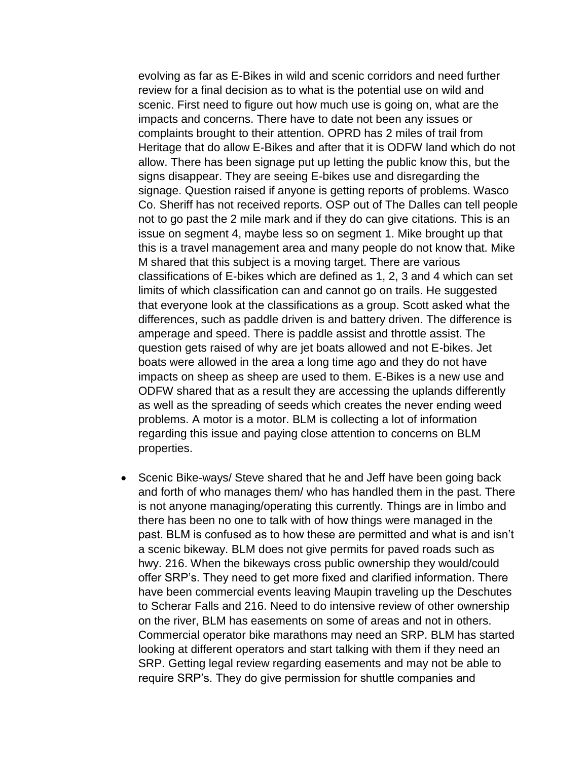evolving as far as E-Bikes in wild and scenic corridors and need further review for a final decision as to what is the potential use on wild and scenic. First need to figure out how much use is going on, what are the impacts and concerns. There have to date not been any issues or complaints brought to their attention. OPRD has 2 miles of trail from Heritage that do allow E-Bikes and after that it is ODFW land which do not allow. There has been signage put up letting the public know this, but the signs disappear. They are seeing E-bikes use and disregarding the signage. Question raised if anyone is getting reports of problems. Wasco Co. Sheriff has not received reports. OSP out of The Dalles can tell people not to go past the 2 mile mark and if they do can give citations. This is an issue on segment 4, maybe less so on segment 1. Mike brought up that this is a travel management area and many people do not know that. Mike M shared that this subject is a moving target. There are various classifications of E-bikes which are defined as 1, 2, 3 and 4 which can set limits of which classification can and cannot go on trails. He suggested that everyone look at the classifications as a group. Scott asked what the differences, such as paddle driven is and battery driven. The difference is amperage and speed. There is paddle assist and throttle assist. The question gets raised of why are jet boats allowed and not E-bikes. Jet boats were allowed in the area a long time ago and they do not have impacts on sheep as sheep are used to them. E-Bikes is a new use and ODFW shared that as a result they are accessing the uplands differently as well as the spreading of seeds which creates the never ending weed problems. A motor is a motor. BLM is collecting a lot of information regarding this issue and paying close attention to concerns on BLM properties.

- Scenic Bike-ways/ Steve shared that he and Jeff have been going back and forth of who manages them/ who has handled them in the past. There is not anyone managing/operating this currently. Things are in limbo and there has been no one to talk with of how things were managed in the past. BLM is confused as to how these are permitted and what is and isn't a scenic bikeway. BLM does not give permits for paved roads such as hwy. 216. When the bikeways cross public ownership they would/could offer SRP's. They need to get more fixed and clarified information. There have been commercial events leaving Maupin traveling up the Deschutes to Scherar Falls and 216. Need to do intensive review of other ownership on the river, BLM has easements on some of areas and not in others. Commercial operator bike marathons may need an SRP. BLM has started looking at different operators and start talking with them if they need an SRP. Getting legal review regarding easements and may not be able to require SRP's. They do give permission for shuttle companies and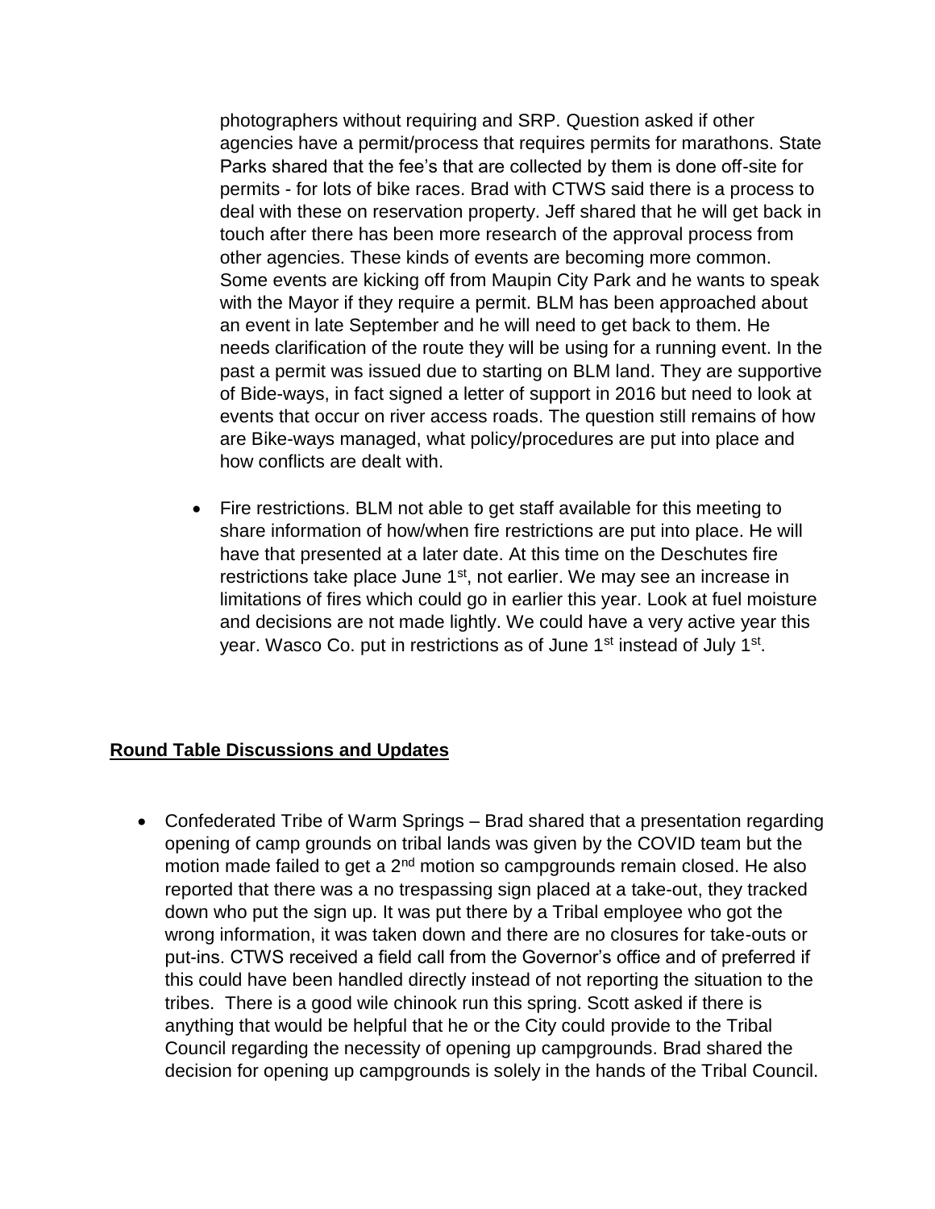photographers without requiring and SRP. Question asked if other agencies have a permit/process that requires permits for marathons. State Parks shared that the fee's that are collected by them is done off-site for permits - for lots of bike races. Brad with CTWS said there is a process to deal with these on reservation property. Jeff shared that he will get back in touch after there has been more research of the approval process from other agencies. These kinds of events are becoming more common. Some events are kicking off from Maupin City Park and he wants to speak with the Mayor if they require a permit. BLM has been approached about an event in late September and he will need to get back to them. He needs clarification of the route they will be using for a running event. In the past a permit was issued due to starting on BLM land. They are supportive of Bide-ways, in fact signed a letter of support in 2016 but need to look at events that occur on river access roads. The question still remains of how are Bike-ways managed, what policy/procedures are put into place and how conflicts are dealt with.

- Fire restrictions. BLM not able to get staff available for this meeting to share information of how/when fire restrictions are put into place. He will have that presented at a later date. At this time on the Deschutes fire restrictions take place June 1st, not earlier. We may see an increase in limitations of fires which could go in earlier this year. Look at fuel moisture and decisions are not made lightly. We could have a very active year this year. Wasco Co. put in restrictions as of June 1st instead of July 1st.

## Round Table Discussions and Updates

- Confederated Tribe of Warm Springs – Brad shared that a presentation regarding opening of camp grounds on tribal lands was given by the COVID team but the motion made failed to get a 2nd motion so campgrounds remain closed. He also reported that there was a no trespassing sign placed at a take-out, they tracked down who put the sign up. It was put there by a Tribal employee who got the wrong information, it was taken down and there are no closures for take-outs or put-ins. CTWS received a field call from the Governor's office and of preferred if this could have been handled directly instead of not reporting the situation to the tribes. There is a good wile chinook run this spring. Scott asked if there is anything that would be helpful that he or the City could provide to the Tribal Council regarding the necessity of opening up campgrounds. Brad shared the decision for opening up campgrounds is solely in the hands of the Tribal Council.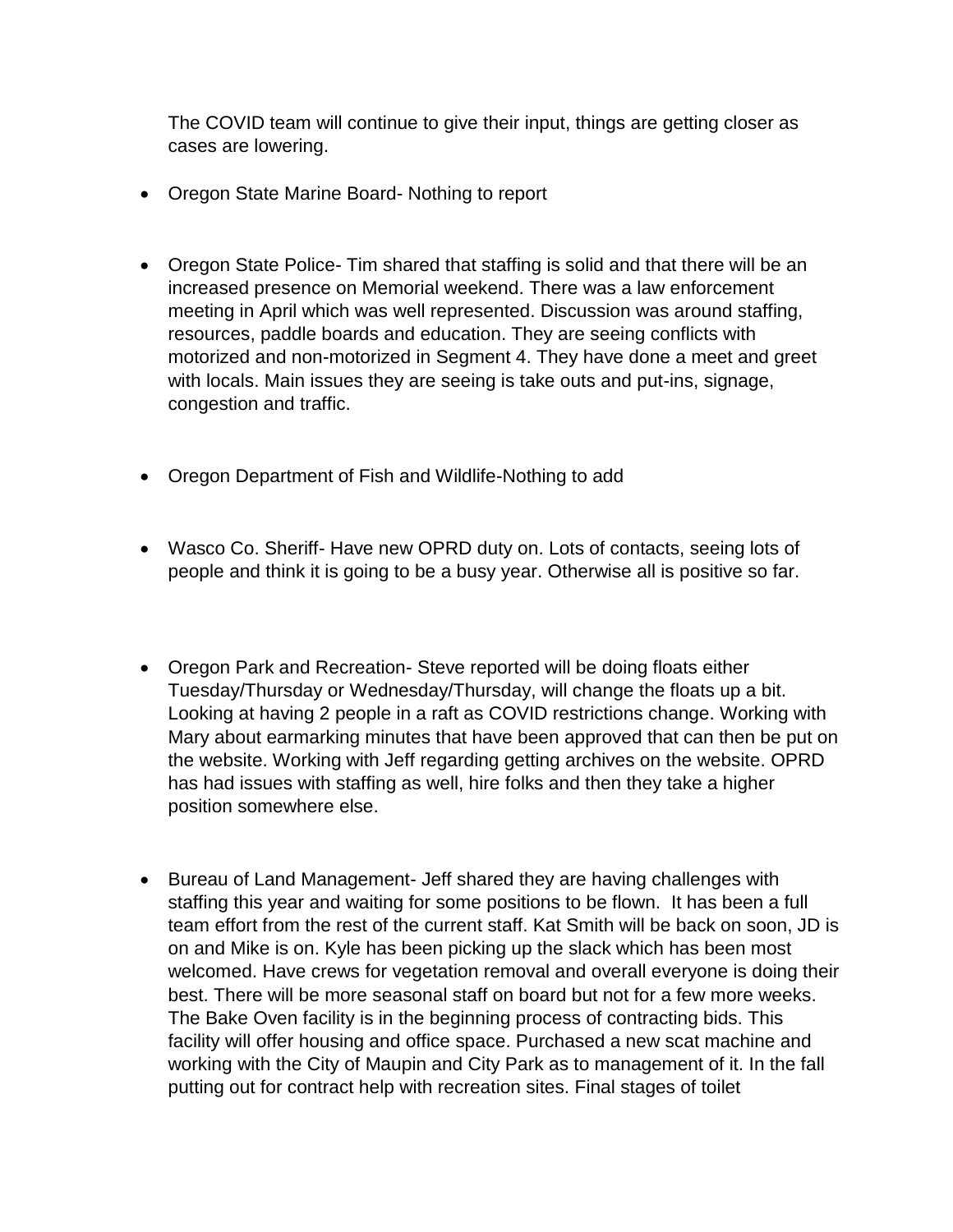The COVID team will continue to give their input, things are getting closer as cases are lowering.

- Oregon State Marine Board- Nothing to report

- Oregon State Police- Tim shared that staffing is solid and that there will be an increased presence on Memorial weekend. There was a law enforcement meeting in April which was well represented. Discussion was around staffing, resources, paddle boards and education. They are seeing conflicts with motorized and non-motorized in Segment 4. They have done a meet and greet with locals. Main issues they are seeing is take outs and put-ins, signage, congestion and traffic.

- Oregon Department of Fish and Wildlife-Nothing to add

- Wasco Co. Sheriff- Have new OPRD duty on. Lots of contacts, seeing lots of people and think it is going to be a busy year. Otherwise all is positive so far.

- Oregon Park and Recreation- Steve reported will be doing floats either Tuesday/Thursday or Wednesday/Thursday, will change the floats up a bit. Looking at having 2 people in a raft as COVID restrictions change. Working with Mary about earmarking minutes that have been approved that can then be put on the website. Working with Jeff regarding getting archives on the website. OPRD has had issues with staffing as well, hire folks and then they take a higher position somewhere else.

- Bureau of Land Management- Jeff shared they are having challenges with staffing this year and waiting for some positions to be flown. It has been a full team effort from the rest of the current staff. Kat Smith will be back on soon, JD is on and Mike is on. Kyle has been picking up the slack which has been most welcomed. Have crews for vegetation removal and overall everyone is doing their best. There will be more seasonal staff on board but not for a few more weeks. The Bake Oven facility is in the beginning process of contracting bids. This facility will offer housing and office space. Purchased a new scat machine and working with the City of Maupin and City Park as to management of it. In the fall putting out for contract help with recreation sites. Final stages of toilet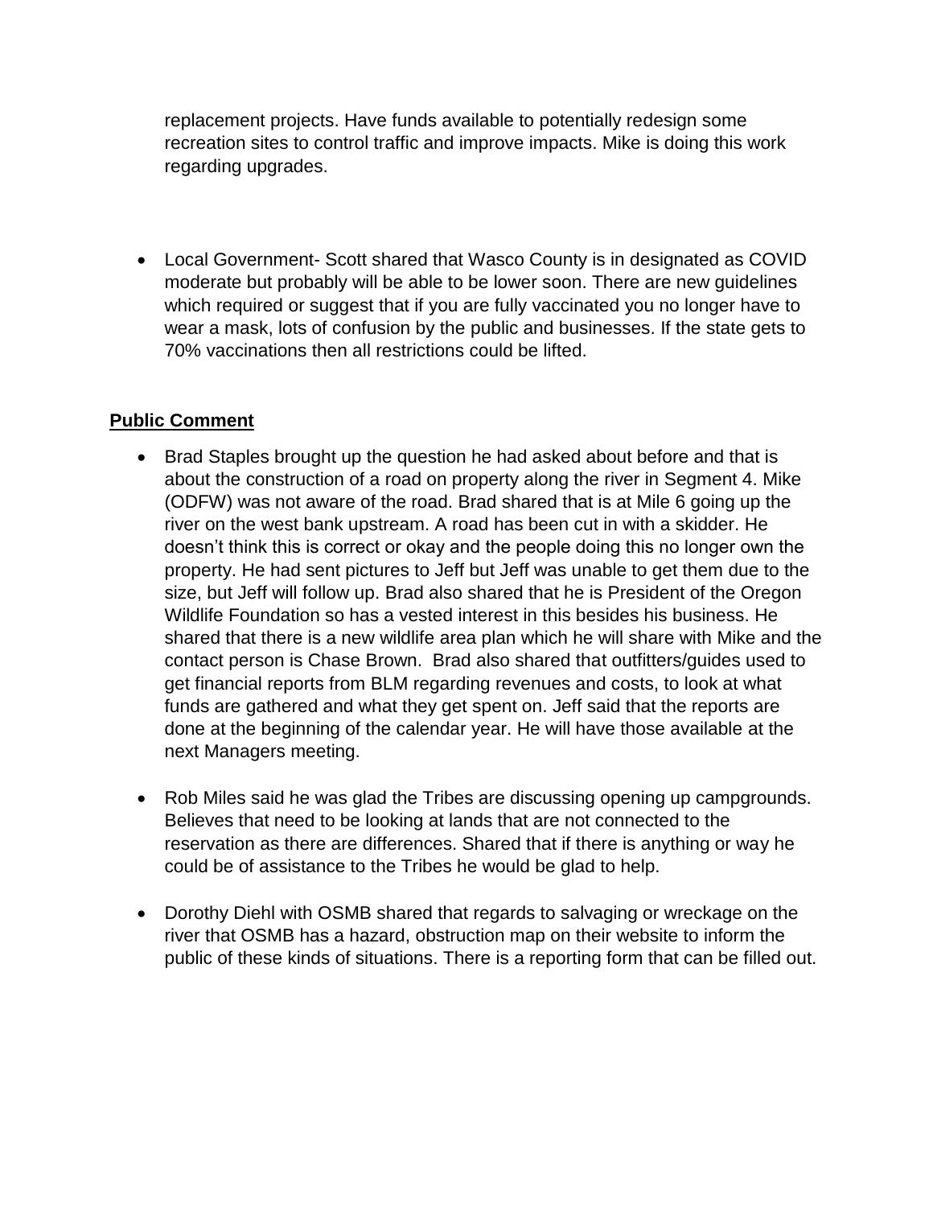replacement projects. Have funds available to potentially redesign some recreation sites to control traffic and improve impacts. Mike is doing this work regarding upgrades.

- Local Government- Scott shared that Wasco County is in designated as COVID moderate but probably will be able to be lower soon. There are new guidelines which required or suggest that if you are fully vaccinated you no longer have to wear a mask, lots of confusion by the public and businesses. If the state gets to 70% vaccinations then all restrictions could be lifted.

**Public Comment**

- Brad Staples brought up the question he had asked about before and that is about the construction of a road on property along the river in Segment 4. Mike (ODFW) was not aware of the road. Brad shared that is at Mile 6 going up the river on the west bank upstream. A road has been cut in with a skidder. He doesn't think this is correct or okay and the people doing this no longer own the property. He had sent pictures to Jeff but Jeff was unable to get them due to the size, but Jeff will follow up. Brad also shared that he is President of the Oregon Wildlife Foundation so has a vested interest in this besides his business. He shared that there is a new wildlife area plan which he will share with Mike and the contact person is Chase Brown. Brad also shared that outfitters/guides used to get financial reports from BLM regarding revenues and costs, to look at what funds are gathered and what they get spent on. Jeff said that the reports are done at the beginning of the calendar year. He will have those available at the next Managers meeting.

- Rob Miles said he was glad the Tribes are discussing opening up campgrounds. Believes that need to be looking at lands that are not connected to the reservation as there are differences. Shared that if there is anything or way he could be of assistance to the Tribes he would be glad to help.

- Dorothy Diehl with OSMB shared that regards to salvaging or wreckage on the river that OSMB has a hazard, obstruction map on their website to inform the public of these kinds of situations. There is a reporting form that can be filled out.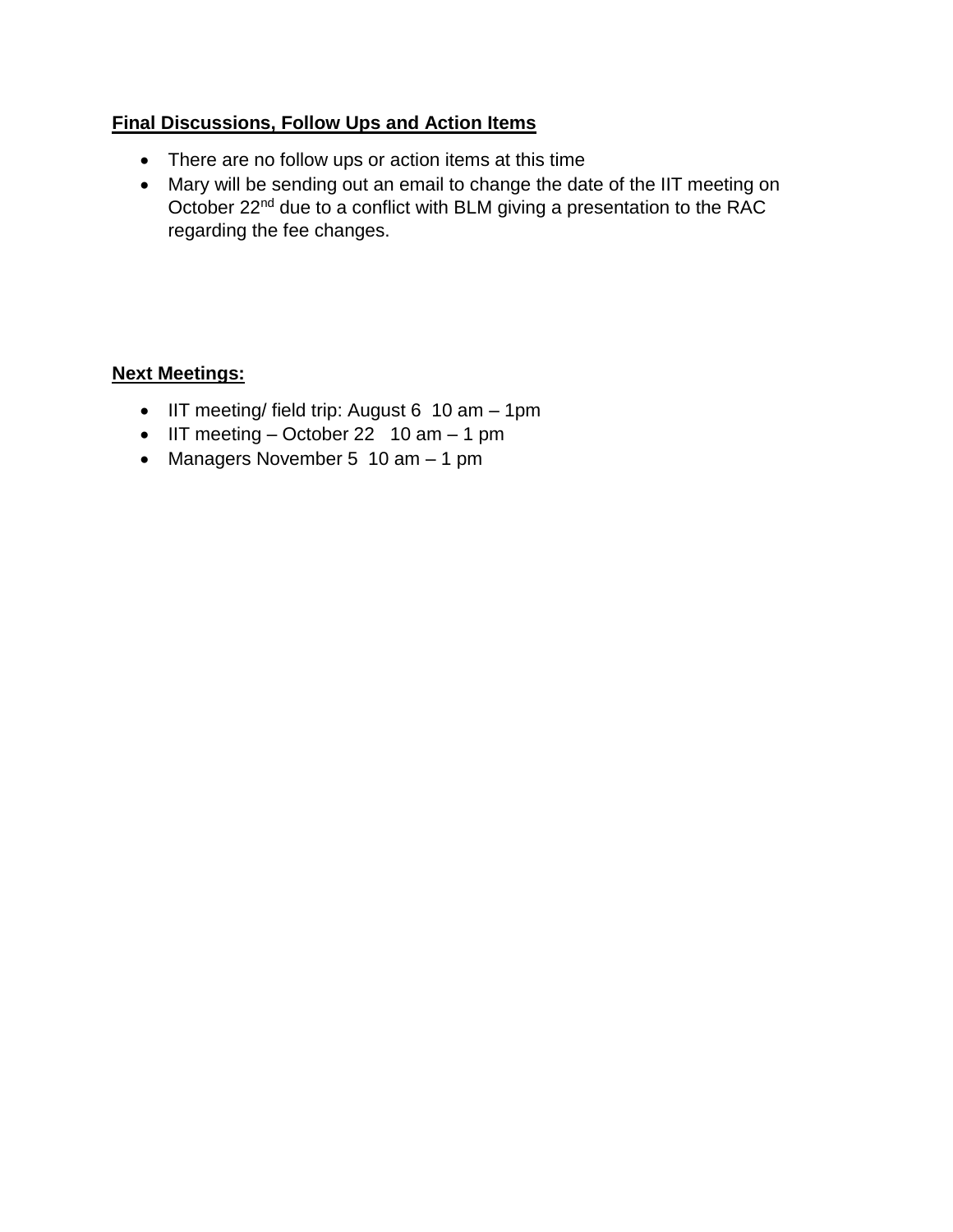**Final Discussions, Follow Ups and Action Items**

- There are no follow ups or action items at this time
- Mary will be sending out an email to change the date of the IIT meeting on October 22nd due to a conflict with BLM giving a presentation to the RAC regarding the fee changes.

**Next Meetings:**

- IIT meeting/ field trip: August 6 10 am – 1pm
- IIT meeting – October 22 10 am – 1 pm
- Managers November 5 10 am – 1 pm